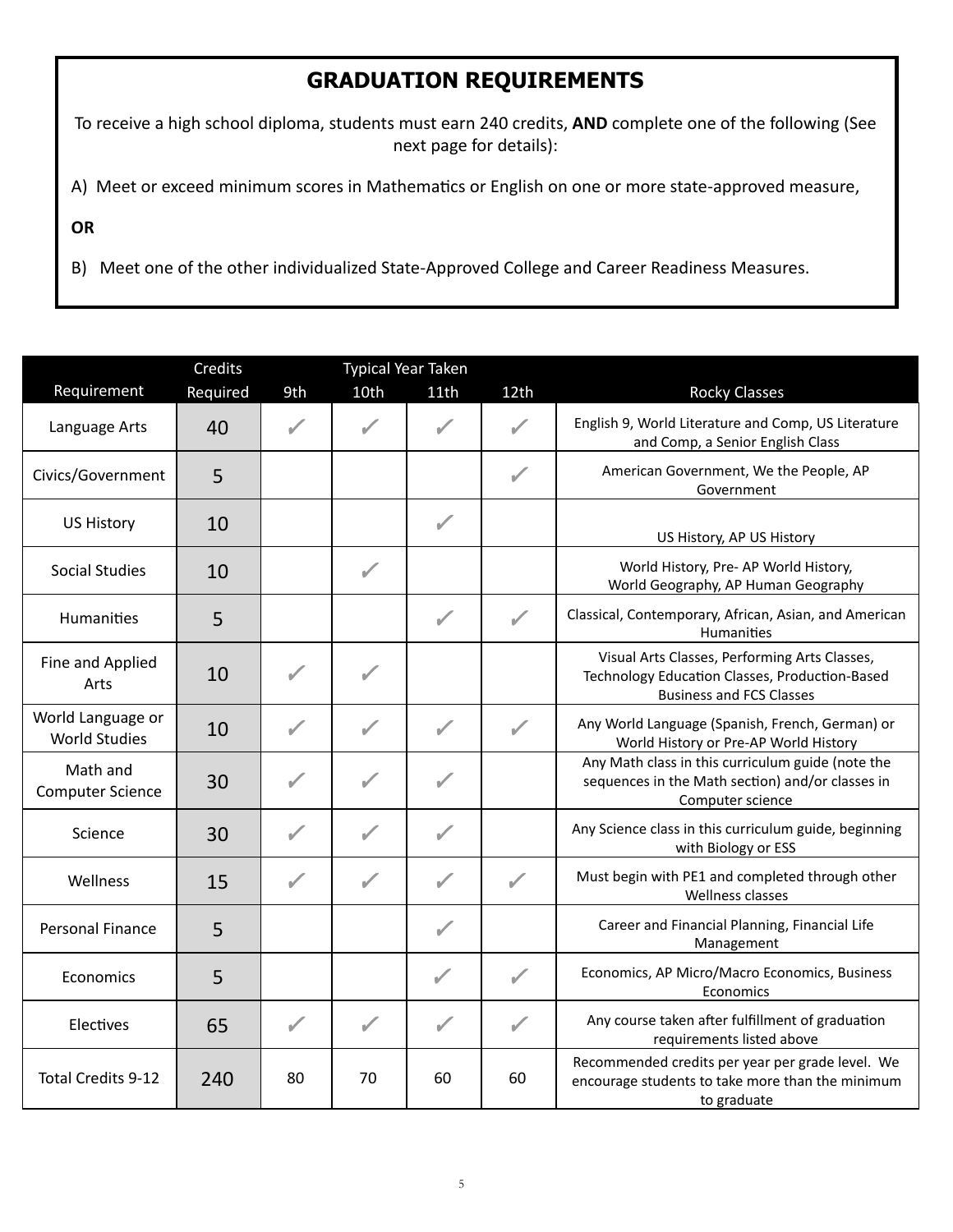## GRADUATION REQUIREMENTS

To receive a high school diploma, students must earn 240 credits, **AND** complete one of the following (See next page for details):

A) Meet or exceed minimum scores in Mathematics or English on one or more state-approved measure,

**OR**

B) Meet one of the other individualized State-Approved College and Career Readiness Measures.

| Requirement | Credits Required | 9th | 10th | 11th | 12th | Rocky Classes |
|---|---|---|---|---|---|---|
| | | Typical Year Taken | | | | |
| Language Arts | 40 | ✓ | ✓ | ✓ | ✓ | English 9, World Literature and Comp, US Literature and Comp, a Senior English Class |
| Civics/Government | 5 | | | | ✓ | American Government, We the People, AP Government |
| US History | 10 | | | ✓ | | US History, AP US History |
| Social Studies | 10 | | ✓ | | | World History, Pre- AP World History, World Geography, AP Human Geography |
| Humanities | 5 | | | ✓ | ✓ | Classical, Contemporary, African, Asian, and American Humanities |
| Fine and Applied Arts | 10 | ✓ | ✓ | | | Visual Arts Classes, Performing Arts Classes, Technology Education Classes, Production-Based Business and FCS Classes |
| World Language or World Studies | 10 | ✓ | ✓ | ✓ | ✓ | Any World Language (Spanish, French, German) or World History or Pre-AP World History |
| Math and Computer Science | 30 | ✓ | ✓ | ✓ | | Any Math class in this curriculum guide (note the sequences in the Math section) and/or classes in Computer science |
| Science | 30 | ✓ | ✓ | ✓ | | Any Science class in this curriculum guide, beginning with Biology or ESS |
| Wellness | 15 | ✓ | ✓ | ✓ | ✓ | Must begin with PE1 and completed through other Wellness classes |
| Personal Finance | 5 | | | ✓ | | Career and Financial Planning, Financial Life Management |
| Economics | 5 | | | ✓ | ✓ | Economics, AP Micro/Macro Economics, Business Economics |
| Electives | 65 | ✓ | ✓ | ✓ | ✓ | Any course taken after fulfillment of graduation requirements listed above |
| Total Credits 9-12 | 240 | 80 | 70 | 60 | 60 | Recommended credits per year per grade level. We encourage students to take more than the minimum to graduate |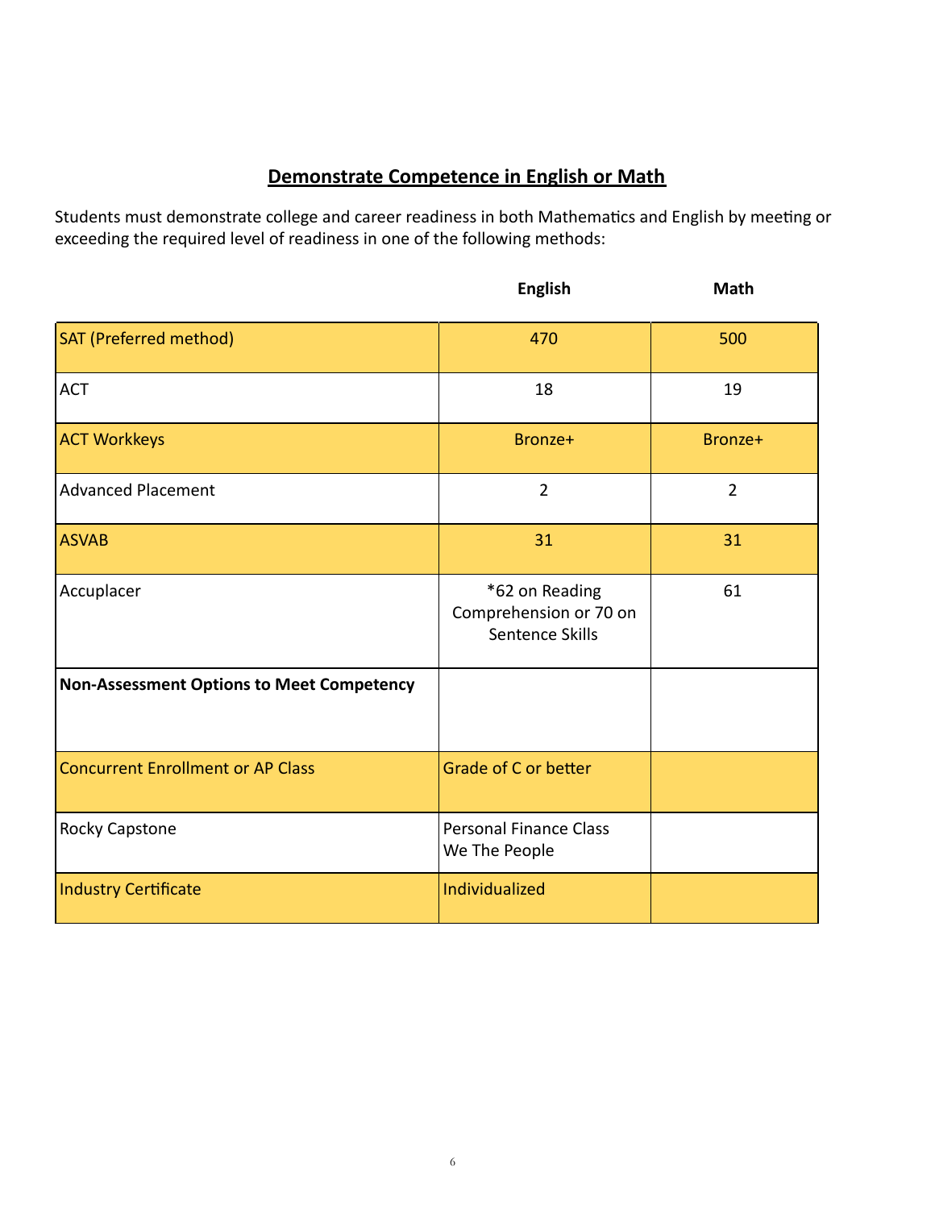## Demonstrate Competence in English or Math

Students must demonstrate college and career readiness in both Mathematics and English by meeting or exceeding the required level of readiness in one of the following methods:

| | English | Math |
|---|---|---|
| SAT (Preferred method) | 470 | 500 |
| ACT | 18 | 19 |
| ACT Workkeys | Bronze+ | Bronze+ |
| Advanced Placement | 2 | 2 |
| ASVAB | 31 | 31 |
| Accuplacer | *62 on Reading Comprehension or 70 on Sentence Skills | 61 |
| **Non-Assessment Options to Meet Competency** | | |
| Concurrent Enrollment or AP Class | Grade of C or better | |
| Rocky Capstone | Personal Finance Class<br>We The People | |
| Industry Certificate | Individualized | |